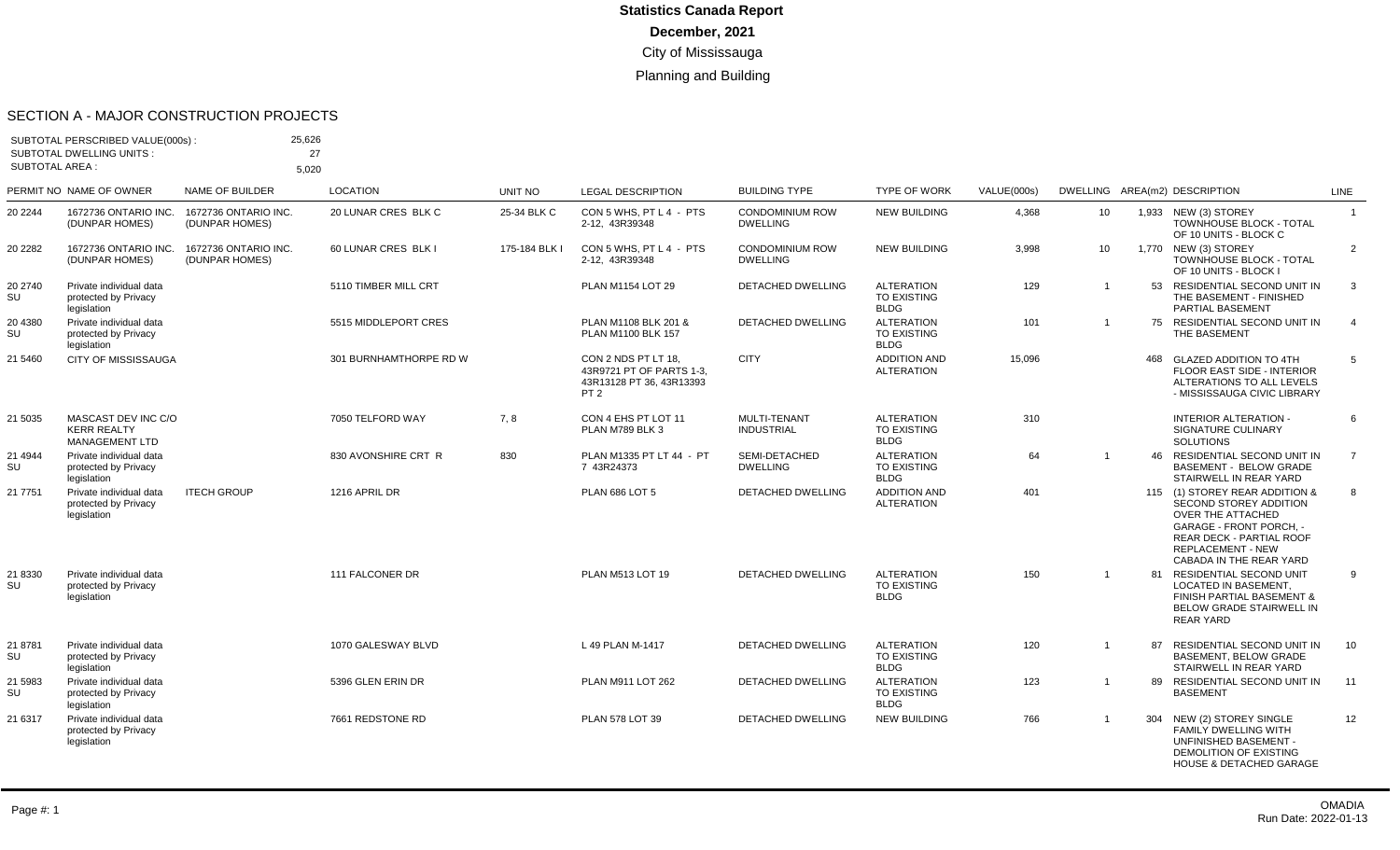# Statistics Canada Report

**December, 2021**

City of Mississauga

Planning and Building

## SECTION A - MAJOR CONSTRUCTION PROJECTS

SUBTOTAL PERSCRIBED VALUE(000s) : 25,626
SUBTOTAL DWELLING UNITS : 27
SUBTOTAL AREA : 5,020

| PERMIT NO | NAME OF OWNER | NAME OF BUILDER | LOCATION | UNIT NO | LEGAL DESCRIPTION | BUILDING TYPE | TYPE OF WORK | VALUE(000s) | DWELLING | AREA(m2) | DESCRIPTION | LINE |
|---|---|---|---|---|---|---|---|---|---|---|---|---|
| 20 2244 | 1672736 ONTARIO INC. (DUNPAR HOMES) | 1672736 ONTARIO INC. (DUNPAR HOMES) | 20 LUNAR CRES BLK C | 25-34 BLK C | CON 5 WHS, PT L 4 - PTS 2-12, 43R39348 | CONDOMINIUM ROW DWELLING | NEW BUILDING | 4,368 | 10 | 1,933 | NEW (3) STOREY TOWNHOUSE BLOCK - TOTAL OF 10 UNITS - BLOCK C | 1 |
| 20 2282 | 1672736 ONTARIO INC. (DUNPAR HOMES) | 1672736 ONTARIO INC. (DUNPAR HOMES) | 60 LUNAR CRES BLK I | 175-184 BLK I | CON 5 WHS, PT L 4 - PTS 2-12, 43R39348 | CONDOMINIUM ROW DWELLING | NEW BUILDING | 3,998 | 10 | 1,770 | NEW (3) STOREY TOWNHOUSE BLOCK - TOTAL OF 10 UNITS - BLOCK I | 2 |
| 20 2740 SU | Private individual data protected by Privacy legislation | | 5110 TIMBER MILL CRT | | PLAN M1154 LOT 29 | DETACHED DWELLING | ALTERATION TO EXISTING BLDG | 129 | 1 | 53 | RESIDENTIAL SECOND UNIT IN THE BASEMENT - FINISHED PARTIAL BASEMENT | 3 |
| 20 4380 SU | Private individual data protected by Privacy legislation | | 5515 MIDDLEPORT CRES | | PLAN M1108 BLK 201 & PLAN M1100 BLK 157 | DETACHED DWELLING | ALTERATION TO EXISTING BLDG | 101 | 1 | 75 | RESIDENTIAL SECOND UNIT IN THE BASEMENT | 4 |
| 21 5460 | CITY OF MISSISSAUGA | | 301 BURNHAMTHORPE RD W | | CON 2 NDS PT LT 18, 43R9721 PT OF PARTS 1-3, 43R13128 PT 36, 43R13393 PT 2 | CITY | ADDITION AND ALTERATION | 15,096 | | 468 | GLAZED ADDITION TO 4TH FLOOR EAST SIDE - INTERIOR ALTERATIONS TO ALL LEVELS - MISSISSAUGA CIVIC LIBRARY | 5 |
| 21 5035 | MASCAST DEV INC C/O KERR REALTY MANAGEMENT LTD | | 7050 TELFORD WAY | 7, 8 | CON 4 EHS PT LOT 11 PLAN M789 BLK 3 | MULTI-TENANT INDUSTRIAL | ALTERATION TO EXISTING BLDG | 310 | | | INTERIOR ALTERATION - SIGNATURE CULINARY SOLUTIONS | 6 |
| 21 4944 SU | Private individual data protected by Privacy legislation | | 830 AVONSHIRE CRT R | 830 | PLAN M1335 PT LT 44 - PT 7 43R24373 | SEMI-DETACHED DWELLING | ALTERATION TO EXISTING BLDG | 64 | 1 | 46 | RESIDENTIAL SECOND UNIT IN BASEMENT - BELOW GRADE STAIRWELL IN REAR YARD | 7 |
| 21 7751 | Private individual data protected by Privacy legislation | ITECH GROUP | 1216 APRIL DR | | PLAN 686 LOT 5 | DETACHED DWELLING | ADDITION AND ALTERATION | 401 | | 115 | (1) STOREY REAR ADDITION & SECOND STOREY ADDITION OVER THE ATTACHED GARAGE - FRONT PORCH, - REAR DECK - PARTIAL ROOF REPLACEMENT - NEW CABADA IN THE REAR YARD | 8 |
| 21 8330 SU | Private individual data protected by Privacy legislation | | 111 FALCONER DR | | PLAN M513 LOT 19 | DETACHED DWELLING | ALTERATION TO EXISTING BLDG | 150 | 1 | 81 | RESIDENTIAL SECOND UNIT LOCATED IN BASEMENT, FINISH PARTIAL BASEMENT & BELOW GRADE STAIRWELL IN REAR YARD | 9 |
| 21 8781 SU | Private individual data protected by Privacy legislation | | 1070 GALESWAY BLVD | | L 49 PLAN M-1417 | DETACHED DWELLING | ALTERATION TO EXISTING BLDG | 120 | 1 | 87 | RESIDENTIAL SECOND UNIT IN BASEMENT, BELOW GRADE STAIRWELL IN REAR YARD | 10 |
| 21 5983 SU | Private individual data protected by Privacy legislation | | 5396 GLEN ERIN DR | | PLAN M911 LOT 262 | DETACHED DWELLING | ALTERATION TO EXISTING BLDG | 123 | 1 | 89 | RESIDENTIAL SECOND UNIT IN BASEMENT | 11 |
| 21 6317 | Private individual data protected by Privacy legislation | | 7661 REDSTONE RD | | PLAN 578 LOT 39 | DETACHED DWELLING | NEW BUILDING | 766 | 1 | 304 | NEW (2) STOREY SINGLE FAMILY DWELLING WITH UNFINISHED BASEMENT - DEMOLITION OF EXISTING HOUSE & DETACHED GARAGE | 12 |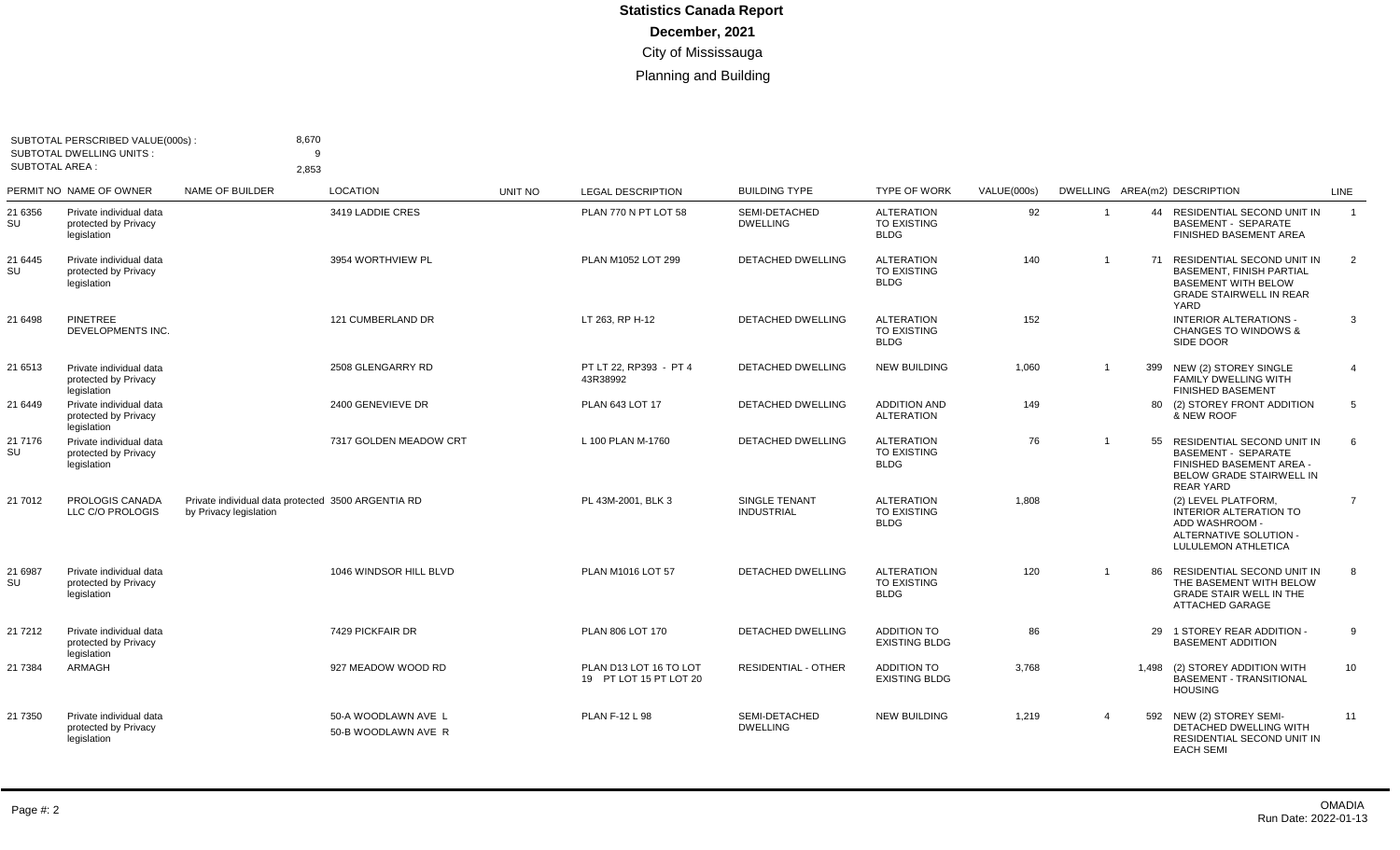# Statistics Canada Report

**December, 2021**

City of Mississauga

Planning and Building

SUBTOTAL PERSCRIBED VALUE(000s) : 8,670
SUBTOTAL DWELLING UNITS : 9
SUBTOTAL AREA : 2,853

| PERMIT NO | NAME OF OWNER | NAME OF BUILDER | LOCATION | UNIT NO | LEGAL DESCRIPTION | BUILDING TYPE | TYPE OF WORK | VALUE(000s) | DWELLING | AREA(m2) | DESCRIPTION | LINE |
|---|---|---|---|---|---|---|---|---|---|---|---|---|
| 21 6356 SU | Private individual data protected by Privacy legislation | | 3419 LADDIE CRES | | PLAN 770 N PT LOT 58 | SEMI-DETACHED DWELLING | ALTERATION TO EXISTING BLDG | 92 | 1 | 44 | RESIDENTIAL SECOND UNIT IN BASEMENT - SEPARATE FINISHED BASEMENT AREA | 1 |
| 21 6445 SU | Private individual data protected by Privacy legislation | | 3954 WORTHVIEW PL | | PLAN M1052 LOT 299 | DETACHED DWELLING | ALTERATION TO EXISTING BLDG | 140 | 1 | 71 | RESIDENTIAL SECOND UNIT IN BASEMENT, FINISH PARTIAL BASEMENT WITH BELOW GRADE STAIRWELL IN REAR YARD | 2 |
| 21 6498 | PINETREE DEVELOPMENTS INC. | | 121 CUMBERLAND DR | | LT 263, RP H-12 | DETACHED DWELLING | ALTERATION TO EXISTING BLDG | 152 | | | INTERIOR ALTERATIONS - CHANGES TO WINDOWS & SIDE DOOR | 3 |
| 21 6513 | Private individual data protected by Privacy legislation | | 2508 GLENGARRY RD | | PT LT 22, RP393 - PT 4 43R38992 | DETACHED DWELLING | NEW BUILDING | 1,060 | 1 | 399 | NEW (2) STOREY SINGLE FAMILY DWELLING WITH FINISHED BASEMENT | 4 |
| 21 6449 | Private individual data protected by Privacy legislation | | 2400 GENEVIEVE DR | | PLAN 643 LOT 17 | DETACHED DWELLING | ADDITION AND ALTERATION | 149 | | 80 | (2) STOREY FRONT ADDITION & NEW ROOF | 5 |
| 21 7176 SU | Private individual data protected by Privacy legislation | | 7317 GOLDEN MEADOW CRT | | L 100 PLAN M-1760 | DETACHED DWELLING | ALTERATION TO EXISTING BLDG | 76 | 1 | 55 | RESIDENTIAL SECOND UNIT IN BASEMENT - SEPARATE FINISHED BASEMENT AREA - BELOW GRADE STAIRWELL IN REAR YARD | 6 |
| 21 7012 | PROLOGIS CANADA LLC C/O PROLOGIS | Private individual data protected by Privacy legislation | 3500 ARGENTIA RD | | PL 43M-2001, BLK 3 | SINGLE TENANT INDUSTRIAL | ALTERATION TO EXISTING BLDG | 1,808 | | | (2) LEVEL PLATFORM, INTERIOR ALTERATION TO ADD WASHROOM - ALTERNATIVE SOLUTION - LULULEMON ATHLETICA | 7 |
| 21 6987 SU | Private individual data protected by Privacy legislation | | 1046 WINDSOR HILL BLVD | | PLAN M1016 LOT 57 | DETACHED DWELLING | ALTERATION TO EXISTING BLDG | 120 | 1 | 86 | RESIDENTIAL SECOND UNIT IN THE BASEMENT WITH BELOW GRADE STAIR WELL IN THE ATTACHED GARAGE | 8 |
| 21 7212 | Private individual data protected by Privacy legislation | | 7429 PICKFAIR DR | | PLAN 806 LOT 170 | DETACHED DWELLING | ADDITION TO EXISTING BLDG | 86 | | 29 | 1 STOREY REAR ADDITION - BASEMENT ADDITION | 9 |
| 21 7384 | ARMAGH | | 927 MEADOW WOOD RD | | PLAN D13 LOT 16 TO LOT 19 PT LOT 15 PT LOT 20 | RESIDENTIAL - OTHER | ADDITION TO EXISTING BLDG | 3,768 | | 1,498 | (2) STOREY ADDITION WITH BASEMENT - TRANSITIONAL HOUSING | 10 |
| 21 7350 | Private individual data protected by Privacy legislation | | 50-A WOODLAWN AVE L 50-B WOODLAWN AVE R | | PLAN F-12 L 98 | SEMI-DETACHED DWELLING | NEW BUILDING | 1,219 | 4 | 592 | NEW (2) STOREY SEMI-DETACHED DWELLING WITH RESIDENTIAL SECOND UNIT IN EACH SEMI | 11 |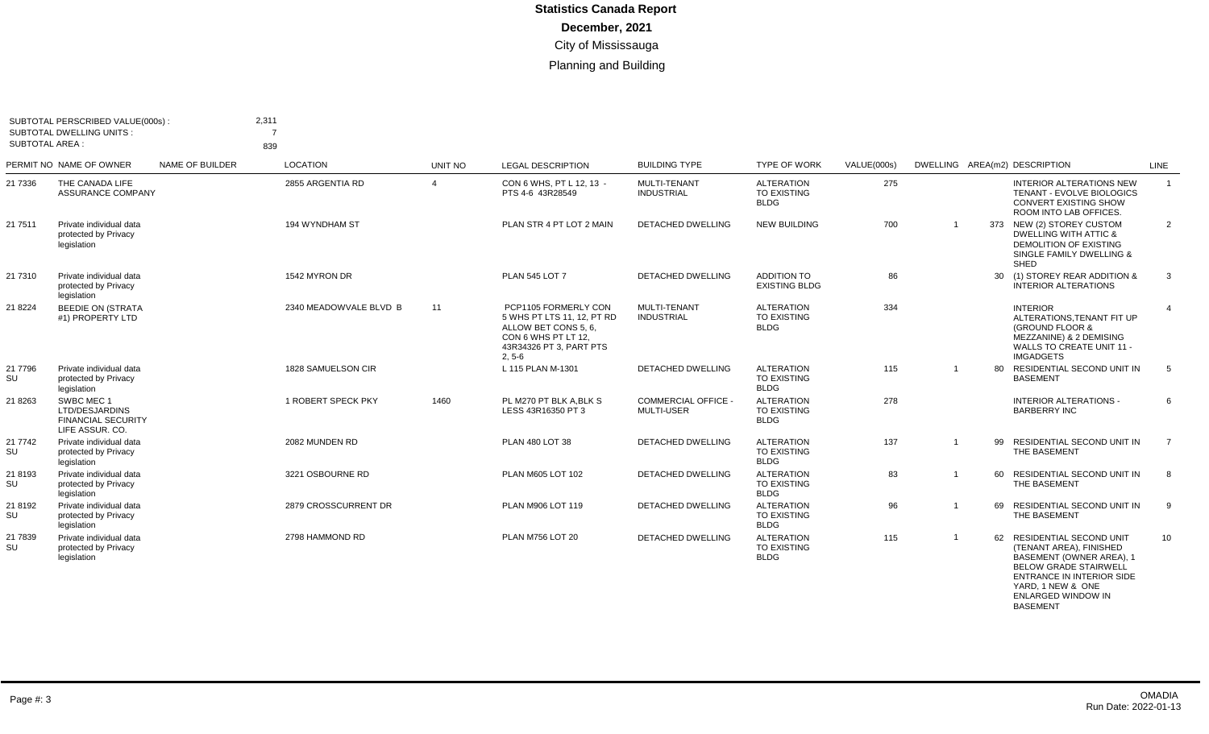# Statistics Canada Report

**December, 2021**

City of Mississauga

Planning and Building

SUBTOTAL PERSCRIBED VALUE(000s) : 2,311
SUBTOTAL DWELLING UNITS : 7
SUBTOTAL AREA : 839

| PERMIT NO | NAME OF OWNER | NAME OF BUILDER | LOCATION | UNIT NO | LEGAL DESCRIPTION | BUILDING TYPE | TYPE OF WORK | VALUE(000s) | DWELLING | AREA(m2) | DESCRIPTION | LINE |
|---|---|---|---|---|---|---|---|---|---|---|---|---|
| 21 7336 | THE CANADA LIFE ASSURANCE COMPANY | | 2855 ARGENTIA RD | 4 | CON 6 WHS, PT L 12, 13 - PTS 4-6 43R28549 | MULTI-TENANT INDUSTRIAL | ALTERATION TO EXISTING BLDG | 275 | | | INTERIOR ALTERATIONS NEW TENANT - EVOLVE BIOLOGICS CONVERT EXISTING SHOW ROOM INTO LAB OFFICES. | 1 |
| 21 7511 | Private individual data protected by Privacy legislation | | 194 WYNDHAM ST | | PLAN STR 4 PT LOT 2 MAIN | DETACHED DWELLING | NEW BUILDING | 700 | 1 | 373 | NEW (2) STOREY CUSTOM DWELLING WITH ATTIC & DEMOLITION OF EXISTING SINGLE FAMILY DWELLING & SHED | 2 |
| 21 7310 | Private individual data protected by Privacy legislation | | 1542 MYRON DR | | PLAN 545 LOT 7 | DETACHED DWELLING | ADDITION TO EXISTING BLDG | 86 | | 30 | (1) STOREY REAR ADDITION & INTERIOR ALTERATIONS | 3 |
| 21 8224 | BEEDIE ON (STRATA #1) PROPERTY LTD | | 2340 MEADOWVALE BLVD B | 11 | PCP1105 FORMERLY CON 5 WHS PT LTS 11, 12, PT RD ALLOW BET CONS 5, 6, CON 6 WHS PT LT 12, 43R34326 PT 3, PART PTS 2, 5-6 | MULTI-TENANT INDUSTRIAL | ALTERATION TO EXISTING BLDG | 334 | | | INTERIOR ALTERATIONS,TENANT FIT UP (GROUND FLOOR & MEZZANINE) & 2 DEMISING WALLS TO CREATE UNIT 11 - IMGADGETS | 4 |
| 21 7796 SU | Private individual data protected by Privacy legislation | | 1828 SAMUELSON CIR | | L 115 PLAN M-1301 | DETACHED DWELLING | ALTERATION TO EXISTING BLDG | 115 | 1 | 80 | RESIDENTIAL SECOND UNIT IN BASEMENT | 5 |
| 21 8263 | SWBC MEC 1 LTD/DESJARDINS FINANCIAL SECURITY LIFE ASSUR. CO. | | 1 ROBERT SPECK PKY | 1460 | PL M270 PT BLK A,BLK S LESS 43R16350 PT 3 | COMMERCIAL OFFICE - MULTI-USER | ALTERATION TO EXISTING BLDG | 278 | | | INTERIOR ALTERATIONS - BARBERRY INC | 6 |
| 21 7742 SU | Private individual data protected by Privacy legislation | | 2082 MUNDEN RD | | PLAN 480 LOT 38 | DETACHED DWELLING | ALTERATION TO EXISTING BLDG | 137 | 1 | 99 | RESIDENTIAL SECOND UNIT IN THE BASEMENT | 7 |
| 21 8193 SU | Private individual data protected by Privacy legislation | | 3221 OSBOURNE RD | | PLAN M605 LOT 102 | DETACHED DWELLING | ALTERATION TO EXISTING BLDG | 83 | 1 | 60 | RESIDENTIAL SECOND UNIT IN THE BASEMENT | 8 |
| 21 8192 SU | Private individual data protected by Privacy legislation | | 2879 CROSSCURRENT DR | | PLAN M906 LOT 119 | DETACHED DWELLING | ALTERATION TO EXISTING BLDG | 96 | 1 | 69 | RESIDENTIAL SECOND UNIT IN THE BASEMENT | 9 |
| 21 7839 SU | Private individual data protected by Privacy legislation | | 2798 HAMMOND RD | | PLAN M756 LOT 20 | DETACHED DWELLING | ALTERATION TO EXISTING BLDG | 115 | 1 | 62 | RESIDENTIAL SECOND UNIT (TENANT AREA), FINISHED BASEMENT (OWNER AREA), 1 BELOW GRADE STAIRWELL ENTRANCE IN INTERIOR SIDE YARD, 1 NEW & ONE ENLARGED WINDOW IN BASEMENT | 10 |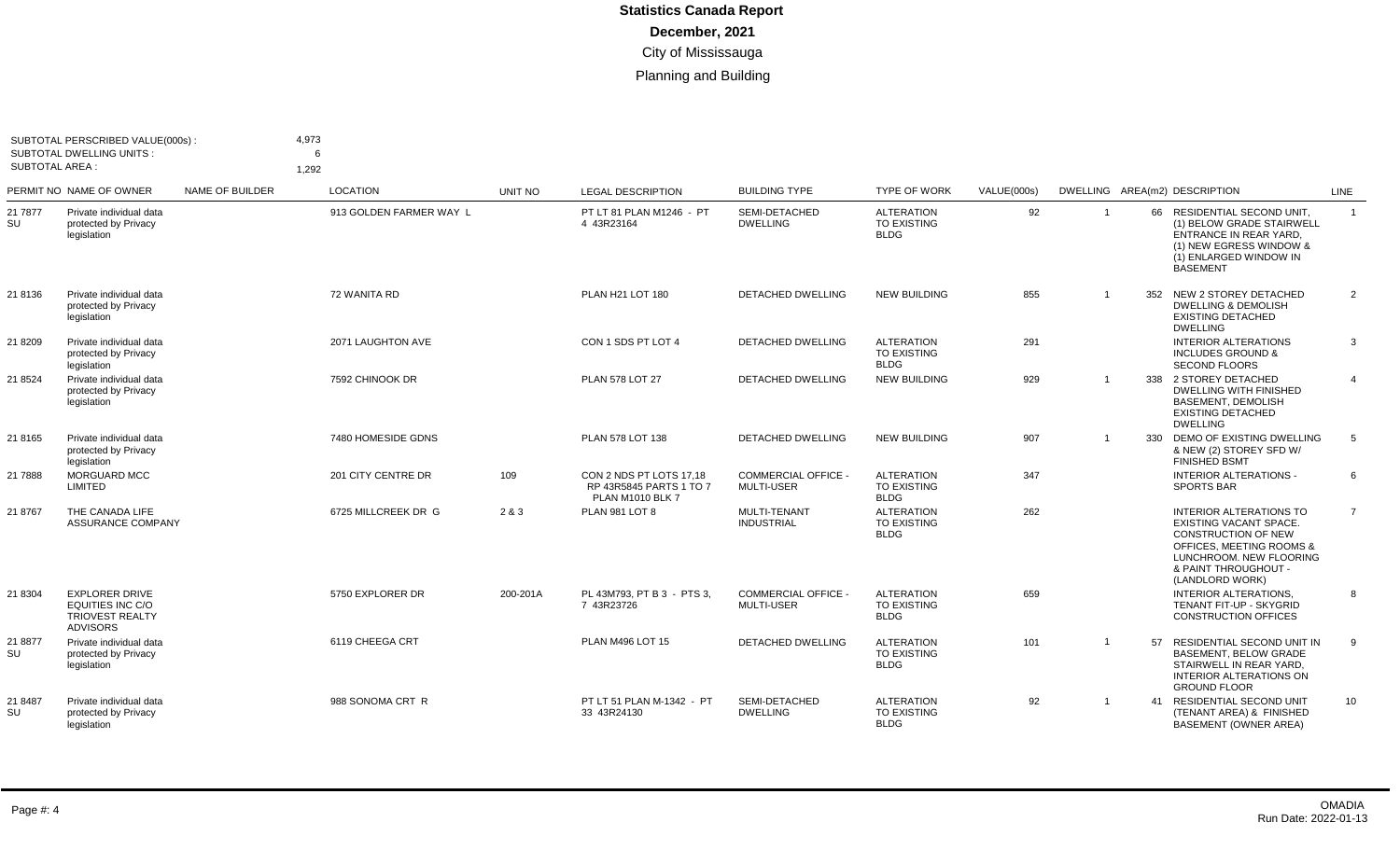# Statistics Canada Report

**December, 2021**

City of Mississauga

Planning and Building

SUBTOTAL PERSCRIBED VALUE(000s) : 4,973
SUBTOTAL DWELLING UNITS : 6
SUBTOTAL AREA : 1,292

| PERMIT NO | NAME OF OWNER | NAME OF BUILDER | LOCATION | UNIT NO | LEGAL DESCRIPTION | BUILDING TYPE | TYPE OF WORK | VALUE(000s) | DWELLING | AREA(m2) | DESCRIPTION | LINE |
|---|---|---|---|---|---|---|---|---|---|---|---|---|
| 21 7877 SU | Private individual data protected by Privacy legislation | | 913 GOLDEN FARMER WAY L | | PT LT 81 PLAN M1246 - PT 4 43R23164 | SEMI-DETACHED DWELLING | ALTERATION TO EXISTING BLDG | 92 | 1 | 66 | RESIDENTIAL SECOND UNIT, (1) BELOW GRADE STAIRWELL ENTRANCE IN REAR YARD, (1) NEW EGRESS WINDOW & (1) ENLARGED WINDOW IN BASEMENT | 1 |
| 21 8136 | Private individual data protected by Privacy legislation | | 72 WANITA RD | | PLAN H21 LOT 180 | DETACHED DWELLING | NEW BUILDING | 855 | 1 | 352 | NEW 2 STOREY DETACHED DWELLING & DEMOLISH EXISTING DETACHED DWELLING | 2 |
| 21 8209 | Private individual data protected by Privacy legislation | | 2071 LAUGHTON AVE | | CON 1 SDS PT LOT 4 | DETACHED DWELLING | ALTERATION TO EXISTING BLDG | 291 | | | INTERIOR ALTERATIONS INCLUDES GROUND & SECOND FLOORS | 3 |
| 21 8524 | Private individual data protected by Privacy legislation | | 7592 CHINOOK DR | | PLAN 578 LOT 27 | DETACHED DWELLING | NEW BUILDING | 929 | 1 | 338 | 2 STOREY DETACHED DWELLING WITH FINISHED BASEMENT, DEMOLISH EXISTING DETACHED DWELLING | 4 |
| 21 8165 | Private individual data protected by Privacy legislation | | 7480 HOMESIDE GDNS | | PLAN 578 LOT 138 | DETACHED DWELLING | NEW BUILDING | 907 | 1 | 330 | DEMO OF EXISTING DWELLING & NEW (2) STOREY SFD W/ FINISHED BSMT | 5 |
| 21 7888 | MORGUARD MCC LIMITED | | 201 CITY CENTRE DR | 109 | CON 2 NDS PT LOTS 17,18 RP 43R5845 PARTS 1 TO 7 PLAN M1010 BLK 7 | COMMERCIAL OFFICE - MULTI-USER | ALTERATION TO EXISTING BLDG | 347 | | | INTERIOR ALTERATIONS - SPORTS BAR | 6 |
| 21 8767 | THE CANADA LIFE ASSURANCE COMPANY | | 6725 MILLCREEK DR G | 2 & 3 | PLAN 981 LOT 8 | MULTI-TENANT INDUSTRIAL | ALTERATION TO EXISTING BLDG | 262 | | | INTERIOR ALTERATIONS TO EXISTING VACANT SPACE. CONSTRUCTION OF NEW OFFICES, MEETING ROOMS & LUNCHROOM. NEW FLOORING & PAINT THROUGHOUT - (LANDLORD WORK) | 7 |
| 21 8304 | EXPLORER DRIVE EQUITIES INC C/O TRIOVEST REALTY ADVISORS | | 5750 EXPLORER DR | 200-201A | PL 43M793, PT B 3 - PTS 3, 7 43R23726 | COMMERCIAL OFFICE - MULTI-USER | ALTERATION TO EXISTING BLDG | 659 | | | INTERIOR ALTERATIONS, TENANT FIT-UP - SKYGRID CONSTRUCTION OFFICES | 8 |
| 21 8877 SU | Private individual data protected by Privacy legislation | | 6119 CHEEGA CRT | | PLAN M496 LOT 15 | DETACHED DWELLING | ALTERATION TO EXISTING BLDG | 101 | 1 | 57 | RESIDENTIAL SECOND UNIT IN BASEMENT, BELOW GRADE STAIRWELL IN REAR YARD, INTERIOR ALTERATIONS ON GROUND FLOOR | 9 |
| 21 8487 SU | Private individual data protected by Privacy legislation | | 988 SONOMA CRT R | | PT LT 51 PLAN M-1342 - PT 33 43R24130 | SEMI-DETACHED DWELLING | ALTERATION TO EXISTING BLDG | 92 | 1 | 41 | RESIDENTIAL SECOND UNIT (TENANT AREA) & FINISHED BASEMENT (OWNER AREA) | 10 |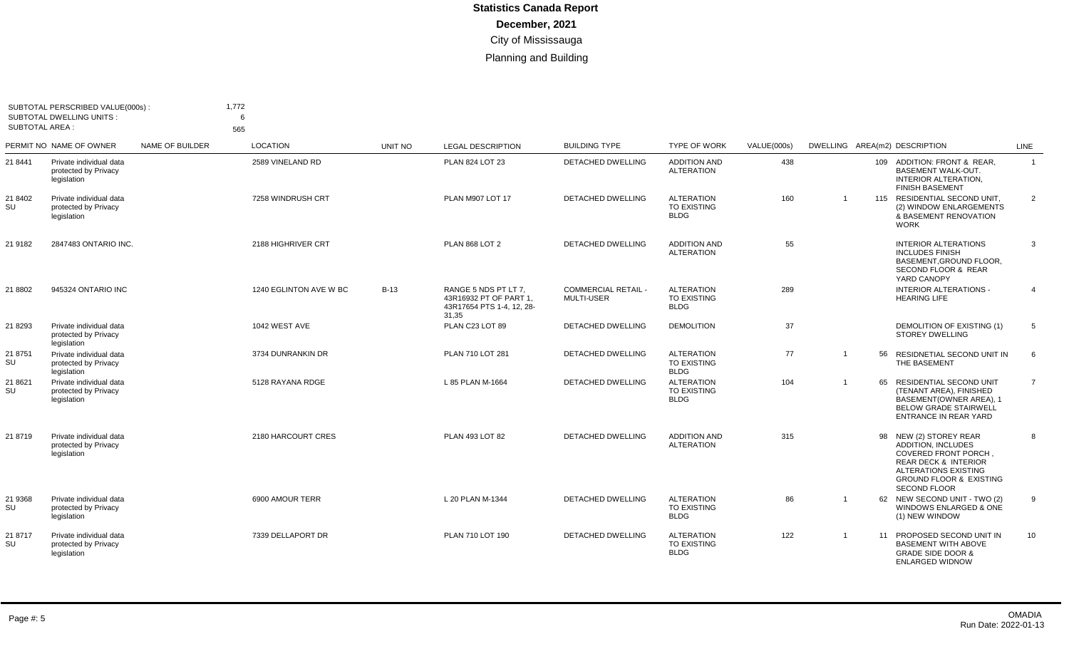# Statistics Canada Report

**December, 2021**

City of Mississauga

Planning and Building

SUBTOTAL PERSCRIBED VALUE(000s) : 1,772
SUBTOTAL DWELLING UNITS : 6
SUBTOTAL AREA : 565

| PERMIT NO | NAME OF OWNER | NAME OF BUILDER | LOCATION | UNIT NO | LEGAL DESCRIPTION | BUILDING TYPE | TYPE OF WORK | VALUE(000s) | DWELLING | AREA(m2) | DESCRIPTION | LINE |
|---|---|---|---|---|---|---|---|---|---|---|---|---|
| 21 8441 | Private individual data protected by Privacy legislation | | 2589 VINELAND RD | | PLAN 824 LOT 23 | DETACHED DWELLING | ADDITION AND ALTERATION | 438 | | 109 | ADDITION: FRONT & REAR, BASEMENT WALK-OUT. INTERIOR ALTERATION, FINISH BASEMENT | 1 |
| 21 8402 SU | Private individual data protected by Privacy legislation | | 7258 WINDRUSH CRT | | PLAN M907 LOT 17 | DETACHED DWELLING | ALTERATION TO EXISTING BLDG | 160 | 1 | 115 | RESIDENTIAL SECOND UNIT, (2) WINDOW ENLARGEMENTS & BASEMENT RENOVATION WORK | 2 |
| 21 9182 | 2847483 ONTARIO INC. | | 2188 HIGHRIVER CRT | | PLAN 868 LOT 2 | DETACHED DWELLING | ADDITION AND ALTERATION | 55 | | | INTERIOR ALTERATIONS INCLUDES FINISH BASEMENT,GROUND FLOOR, SECOND FLOOR & REAR YARD CANOPY | 3 |
| 21 8802 | 945324 ONTARIO INC | | 1240 EGLINTON AVE W BC | B-13 | RANGE 5 NDS PT LT 7, 43R16932 PT OF PART 1, 43R17654 PTS 1-4, 12, 28-31,35 | COMMERCIAL RETAIL - MULTI-USER | ALTERATION TO EXISTING BLDG | 289 | | | INTERIOR ALTERATIONS - HEARING LIFE | 4 |
| 21 8293 | Private individual data protected by Privacy legislation | | 1042 WEST AVE | | PLAN C23 LOT 89 | DETACHED DWELLING | DEMOLITION | 37 | | | DEMOLITION OF EXISTING (1) STOREY DWELLING | 5 |
| 21 8751 SU | Private individual data protected by Privacy legislation | | 3734 DUNRANKIN DR | | PLAN 710 LOT 281 | DETACHED DWELLING | ALTERATION TO EXISTING BLDG | 77 | 1 | 56 | RESIDNETIAL SECOND UNIT IN THE BASEMENT | 6 |
| 21 8621 SU | Private individual data protected by Privacy legislation | | 5128 RAYANA RDGE | | L 85 PLAN M-1664 | DETACHED DWELLING | ALTERATION TO EXISTING BLDG | 104 | 1 | 65 | RESIDENTIAL SECOND UNIT (TENANT AREA), FINISHED BASEMENT(OWNER AREA), 1 BELOW GRADE STAIRWELL ENTRANCE IN REAR YARD | 7 |
| 21 8719 | Private individual data protected by Privacy legislation | | 2180 HARCOURT CRES | | PLAN 493 LOT 82 | DETACHED DWELLING | ADDITION AND ALTERATION | 315 | | 98 | NEW (2) STOREY REAR ADDITION, INCLUDES COVERED FRONT PORCH , REAR DECK & INTERIOR ALTERATIONS EXISTING GROUND FLOOR & EXISTING SECOND FLOOR | 8 |
| 21 9368 SU | Private individual data protected by Privacy legislation | | 6900 AMOUR TERR | | L 20 PLAN M-1344 | DETACHED DWELLING | ALTERATION TO EXISTING BLDG | 86 | 1 | 62 | NEW SECOND UNIT - TWO (2) WINDOWS ENLARGED & ONE (1) NEW WINDOW | 9 |
| 21 8717 SU | Private individual data protected by Privacy legislation | | 7339 DELLAPORT DR | | PLAN 710 LOT 190 | DETACHED DWELLING | ALTERATION TO EXISTING BLDG | 122 | 1 | 11 | PROPOSED SECOND UNIT IN BASEMENT WITH ABOVE GRADE SIDE DOOR & ENLARGED WIDNOW | 10 |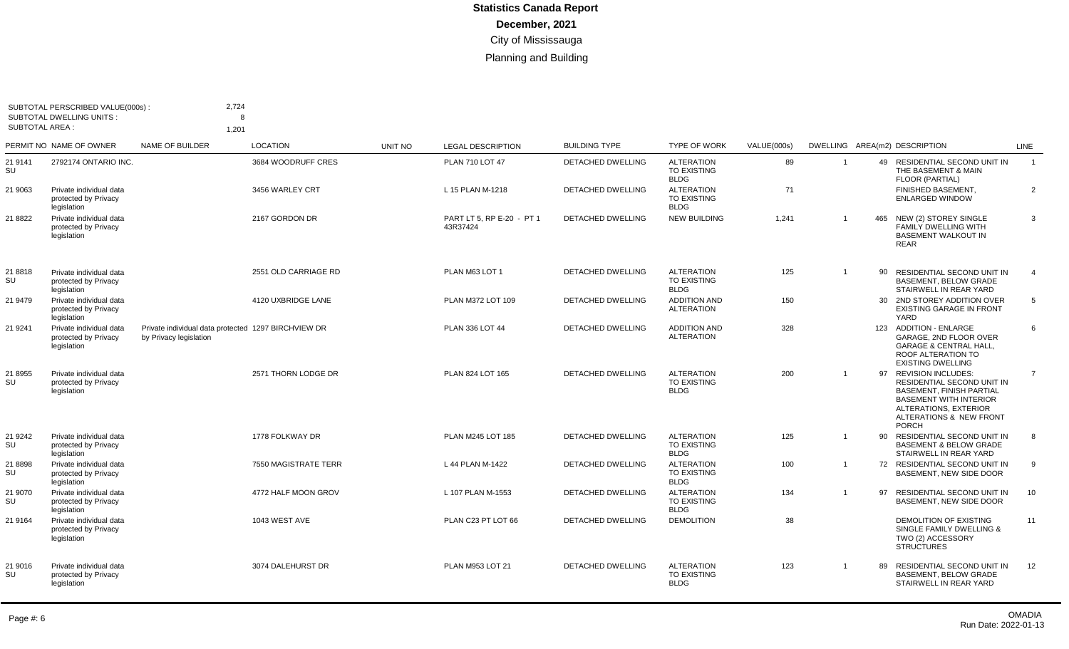# Statistics Canada Report

**December, 2021**

City of Mississauga

Planning and Building

SUBTOTAL PERSCRIBED VALUE(000s) : 2,724
SUBTOTAL DWELLING UNITS : 8
SUBTOTAL AREA : 1,201

| PERMIT NO | NAME OF OWNER | NAME OF BUILDER | LOCATION | UNIT NO | LEGAL DESCRIPTION | BUILDING TYPE | TYPE OF WORK | VALUE(000s) | DWELLING | AREA(m2) | DESCRIPTION | LINE |
|---|---|---|---|---|---|---|---|---|---|---|---|---|
| 21 9141 SU | 2792174 ONTARIO INC. | | 3684 WOODRUFF CRES | | PLAN 710 LOT 47 | DETACHED DWELLING | ALTERATION TO EXISTING BLDG | 89 | 1 | 49 | RESIDENTIAL SECOND UNIT IN THE BASEMENT & MAIN FLOOR (PARTIAL) | 1 |
| 21 9063 | Private individual data protected by Privacy legislation | | 3456 WARLEY CRT | | L 15 PLAN M-1218 | DETACHED DWELLING | ALTERATION TO EXISTING BLDG | 71 | | | FINISHED BASEMENT, ENLARGED WINDOW | 2 |
| 21 8822 | Private individual data protected by Privacy legislation | | 2167 GORDON DR | | PART LT 5, RP E-20 - PT 1 43R37424 | DETACHED DWELLING | NEW BUILDING | 1,241 | 1 | 465 | NEW (2) STOREY SINGLE FAMILY DWELLING WITH BASEMENT WALKOUT IN REAR | 3 |
| 21 8818 SU | Private individual data protected by Privacy legislation | | 2551 OLD CARRIAGE RD | | PLAN M63 LOT 1 | DETACHED DWELLING | ALTERATION TO EXISTING BLDG | 125 | 1 | 90 | RESIDENTIAL SECOND UNIT IN BASEMENT, BELOW GRADE STAIRWELL IN REAR YARD | 4 |
| 21 9479 | Private individual data protected by Privacy legislation | | 4120 UXBRIDGE LANE | | PLAN M372 LOT 109 | DETACHED DWELLING | ADDITION AND ALTERATION | 150 | | 30 | 2ND STOREY ADDITION OVER EXISTING GARAGE IN FRONT YARD | 5 |
| 21 9241 | Private individual data protected by Privacy legislation | Private individual data protected by Privacy legislation | 1297 BIRCHVIEW DR | | PLAN 336 LOT 44 | DETACHED DWELLING | ADDITION AND ALTERATION | 328 | | 123 | ADDITION - ENLARGE GARAGE, 2ND FLOOR OVER GARAGE & CENTRAL HALL, ROOF ALTERATION TO EXISTING DWELLING | 6 |
| 21 8955 SU | Private individual data protected by Privacy legislation | | 2571 THORN LODGE DR | | PLAN 824 LOT 165 | DETACHED DWELLING | ALTERATION TO EXISTING BLDG | 200 | 1 | 97 | REVISION INCLUDES: RESIDENTIAL SECOND UNIT IN BASEMENT, FINISH PARTIAL BASEMENT WITH INTERIOR ALTERATIONS, EXTERIOR ALTERATIONS & NEW FRONT PORCH | 7 |
| 21 9242 SU | Private individual data protected by Privacy legislation | | 1778 FOLKWAY DR | | PLAN M245 LOT 185 | DETACHED DWELLING | ALTERATION TO EXISTING BLDG | 125 | 1 | 90 | RESIDENTIAL SECOND UNIT IN BASEMENT & BELOW GRADE STAIRWELL IN REAR YARD | 8 |
| 21 8898 SU | Private individual data protected by Privacy legislation | | 7550 MAGISTRATE TERR | | L 44 PLAN M-1422 | DETACHED DWELLING | ALTERATION TO EXISTING BLDG | 100 | 1 | 72 | RESIDENTIAL SECOND UNIT IN BASEMENT, NEW SIDE DOOR | 9 |
| 21 9070 SU | Private individual data protected by Privacy legislation | | 4772 HALF MOON GROV | | L 107 PLAN M-1553 | DETACHED DWELLING | ALTERATION TO EXISTING BLDG | 134 | 1 | 97 | RESIDENTIAL SECOND UNIT IN BASEMENT, NEW SIDE DOOR | 10 |
| 21 9164 | Private individual data protected by Privacy legislation | | 1043 WEST AVE | | PLAN C23 PT LOT 66 | DETACHED DWELLING | DEMOLITION | 38 | | | DEMOLITION OF EXISTING SINGLE FAMILY DWELLING & TWO (2) ACCESSORY STRUCTURES | 11 |
| 21 9016 SU | Private individual data protected by Privacy legislation | | 3074 DALEHURST DR | | PLAN M953 LOT 21 | DETACHED DWELLING | ALTERATION TO EXISTING BLDG | 123 | 1 | 89 | RESIDENTIAL SECOND UNIT IN BASEMENT, BELOW GRADE STAIRWELL IN REAR YARD | 12 |

OMADIA
Run Date: 2022-01-13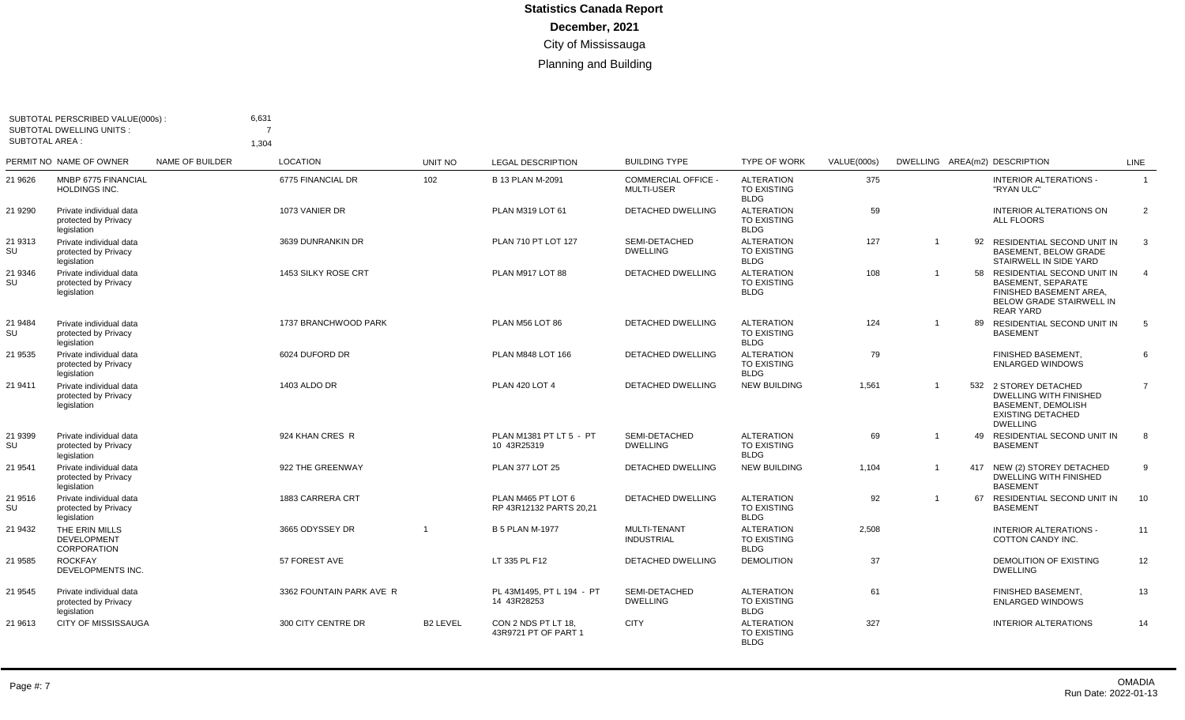# Statistics Canada Report

**December, 2021**

City of Mississauga

Planning and Building

SUBTOTAL PERSCRIBED VALUE(000s) : 6,631
SUBTOTAL DWELLING UNITS : 7
SUBTOTAL AREA : 1,304

| PERMIT NO | NAME OF OWNER | NAME OF BUILDER | LOCATION | UNIT NO | LEGAL DESCRIPTION | BUILDING TYPE | TYPE OF WORK | VALUE(000s) | DWELLING | AREA(m2) | DESCRIPTION | LINE |
|---|---|---|---|---|---|---|---|---|---|---|---|---|
| 21 9626 | MNBP 6775 FINANCIAL HOLDINGS INC. | | 6775 FINANCIAL DR | 102 | B 13 PLAN M-2091 | COMMERCIAL OFFICE - MULTI-USER | ALTERATION TO EXISTING BLDG | 375 | | | INTERIOR ALTERATIONS - "RYAN ULC" | 1 |
| 21 9290 | Private individual data protected by Privacy legislation | | 1073 VANIER DR | | PLAN M319 LOT 61 | DETACHED DWELLING | ALTERATION TO EXISTING BLDG | 59 | | | INTERIOR ALTERATIONS ON ALL FLOORS | 2 |
| 21 9313 SU | Private individual data protected by Privacy legislation | | 3639 DUNRANKIN DR | | PLAN 710 PT LOT 127 | SEMI-DETACHED DWELLING | ALTERATION TO EXISTING BLDG | 127 | 1 | 92 | RESIDENTIAL SECOND UNIT IN BASEMENT, BELOW GRADE STAIRWELL IN SIDE YARD | 3 |
| 21 9346 SU | Private individual data protected by Privacy legislation | | 1453 SILKY ROSE CRT | | PLAN M917 LOT 88 | DETACHED DWELLING | ALTERATION TO EXISTING BLDG | 108 | 1 | 58 | RESIDENTIAL SECOND UNIT IN BASEMENT, SEPARATE FINISHED BASEMENT AREA, BELOW GRADE STAIRWELL IN REAR YARD | 4 |
| 21 9484 SU | Private individual data protected by Privacy legislation | | 1737 BRANCHWOOD PARK | | PLAN M56 LOT 86 | DETACHED DWELLING | ALTERATION TO EXISTING BLDG | 124 | 1 | 89 | RESIDENTIAL SECOND UNIT IN BASEMENT | 5 |
| 21 9535 | Private individual data protected by Privacy legislation | | 6024 DUFORD DR | | PLAN M848 LOT 166 | DETACHED DWELLING | ALTERATION TO EXISTING BLDG | 79 | | | FINISHED BASEMENT, ENLARGED WINDOWS | 6 |
| 21 9411 | Private individual data protected by Privacy legislation | | 1403 ALDO DR | | PLAN 420 LOT 4 | DETACHED DWELLING | NEW BUILDING | 1,561 | 1 | 532 | 2 STOREY DETACHED DWELLING WITH FINISHED BASEMENT, DEMOLISH EXISTING DETACHED DWELLING | 7 |
| 21 9399 SU | Private individual data protected by Privacy legislation | | 924 KHAN CRES R | | PLAN M1381 PT LT 5 - PT 10 43R25319 | SEMI-DETACHED DWELLING | ALTERATION TO EXISTING BLDG | 69 | 1 | 49 | RESIDENTIAL SECOND UNIT IN BASEMENT | 8 |
| 21 9541 | Private individual data protected by Privacy legislation | | 922 THE GREENWAY | | PLAN 377 LOT 25 | DETACHED DWELLING | NEW BUILDING | 1,104 | 1 | 417 | NEW (2) STOREY DETACHED DWELLING WITH FINISHED BASEMENT | 9 |
| 21 9516 SU | Private individual data protected by Privacy legislation | | 1883 CARRERA CRT | | PLAN M465 PT LOT 6 RP 43R12132 PARTS 20,21 | DETACHED DWELLING | ALTERATION TO EXISTING BLDG | 92 | 1 | 67 | RESIDENTIAL SECOND UNIT IN BASEMENT | 10 |
| 21 9432 | THE ERIN MILLS DEVELOPMENT CORPORATION | | 3665 ODYSSEY DR | 1 | B 5 PLAN M-1977 | MULTI-TENANT INDUSTRIAL | ALTERATION TO EXISTING BLDG | 2,508 | | | INTERIOR ALTERATIONS - COTTON CANDY INC. | 11 |
| 21 9585 | ROCKFAY DEVELOPMENTS INC. | | 57 FOREST AVE | | LT 335 PL F12 | DETACHED DWELLING | DEMOLITION | 37 | | | DEMOLITION OF EXISTING DWELLING | 12 |
| 21 9545 | Private individual data protected by Privacy legislation | | 3362 FOUNTAIN PARK AVE R | | PL 43M1495, PT L 194 - PT 14 43R28253 | SEMI-DETACHED DWELLING | ALTERATION TO EXISTING BLDG | 61 | | | FINISHED BASEMENT, ENLARGED WINDOWS | 13 |
| 21 9613 | CITY OF MISSISSAUGA | | 300 CITY CENTRE DR | B2 LEVEL | CON 2 NDS PT LT 18, 43R9721 PT OF PART 1 | CITY | ALTERATION TO EXISTING BLDG | 327 | | | INTERIOR ALTERATIONS | 14 |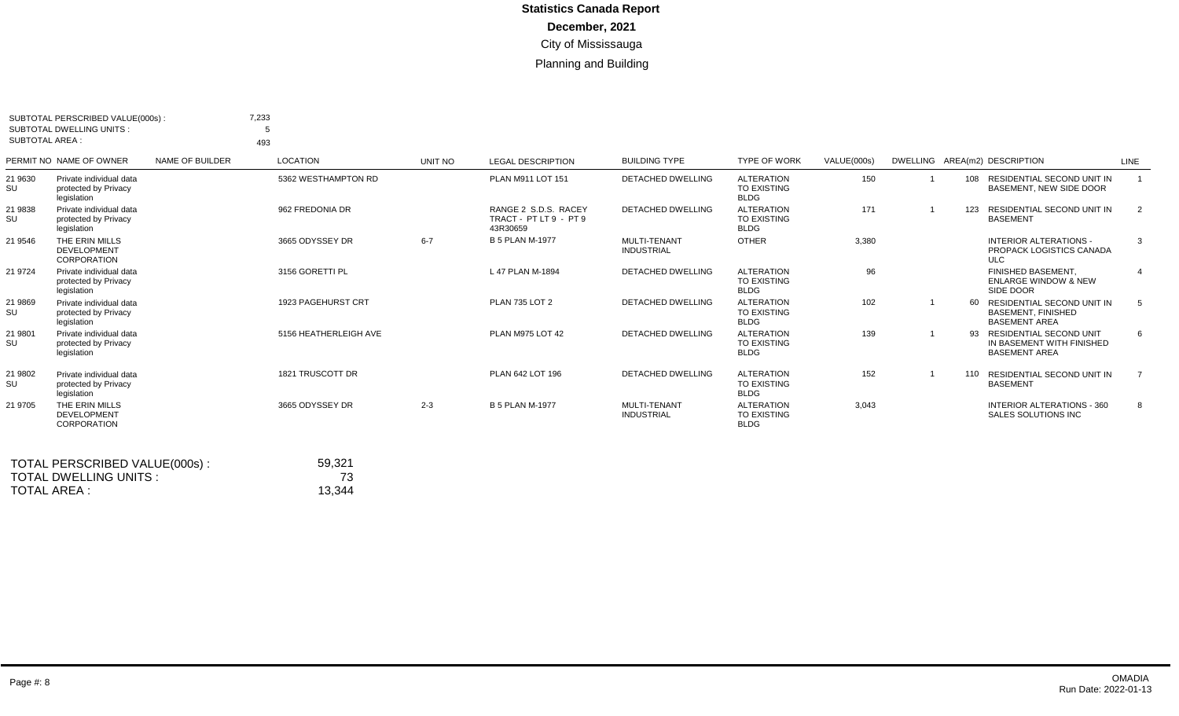# Statistics Canada Report

**December, 2021**

City of Mississauga

Planning and Building

SUBTOTAL PERSCRIBED VALUE(000s) : 7,233
SUBTOTAL DWELLING UNITS : 5
SUBTOTAL AREA : 493

| PERMIT NO | NAME OF OWNER | NAME OF BUILDER | LOCATION | UNIT NO | LEGAL DESCRIPTION | BUILDING TYPE | TYPE OF WORK | VALUE(000s) | DWELLING | AREA(m2) | DESCRIPTION | LINE |
|---|---|---|---|---|---|---|---|---|---|---|---|---|
| 21 9630 SU | Private individual data protected by Privacy legislation | | 5362 WESTHAMPTON RD | | PLAN M911 LOT 151 | DETACHED DWELLING | ALTERATION TO EXISTING BLDG | 150 | 1 | 108 | RESIDENTIAL SECOND UNIT IN BASEMENT, NEW SIDE DOOR | 1 |
| 21 9838 SU | Private individual data protected by Privacy legislation | | 962 FREDONIA DR | | RANGE 2 S.D.S. RACEY TRACT - PT LT 9 - PT 9 43R30659 | DETACHED DWELLING | ALTERATION TO EXISTING BLDG | 171 | 1 | 123 | RESIDENTIAL SECOND UNIT IN BASEMENT | 2 |
| 21 9546 | THE ERIN MILLS DEVELOPMENT CORPORATION | | 3665 ODYSSEY DR | 6-7 | B 5 PLAN M-1977 | MULTI-TENANT INDUSTRIAL | OTHER | 3,380 | | | INTERIOR ALTERATIONS - PROPACK LOGISTICS CANADA ULC | 3 |
| 21 9724 | Private individual data protected by Privacy legislation | | 3156 GORETTI PL | | L 47 PLAN M-1894 | DETACHED DWELLING | ALTERATION TO EXISTING BLDG | 96 | | | FINISHED BASEMENT, ENLARGE WINDOW & NEW SIDE DOOR | 4 |
| 21 9869 SU | Private individual data protected by Privacy legislation | | 1923 PAGEHURST CRT | | PLAN 735 LOT 2 | DETACHED DWELLING | ALTERATION TO EXISTING BLDG | 102 | 1 | 60 | RESIDENTIAL SECOND UNIT IN BASEMENT, FINISHED BASEMENT AREA | 5 |
| 21 9801 SU | Private individual data protected by Privacy legislation | | 5156 HEATHERLEIGH AVE | | PLAN M975 LOT 42 | DETACHED DWELLING | ALTERATION TO EXISTING BLDG | 139 | 1 | 93 | RESIDENTIAL SECOND UNIT IN BASEMENT WITH FINISHED BASEMENT AREA | 6 |
| 21 9802 SU | Private individual data protected by Privacy legislation | | 1821 TRUSCOTT DR | | PLAN 642 LOT 196 | DETACHED DWELLING | ALTERATION TO EXISTING BLDG | 152 | 1 | 110 | RESIDENTIAL SECOND UNIT IN BASEMENT | 7 |
| 21 9705 | THE ERIN MILLS DEVELOPMENT CORPORATION | | 3665 ODYSSEY DR | 2-3 | B 5 PLAN M-1977 | MULTI-TENANT INDUSTRIAL | ALTERATION TO EXISTING BLDG | 3,043 | | | INTERIOR ALTERATIONS - 360 SALES SOLUTIONS INC | 8 |

TOTAL PERSCRIBED VALUE(000s) : 59,321
TOTAL DWELLING UNITS : 73
TOTAL AREA : 13,344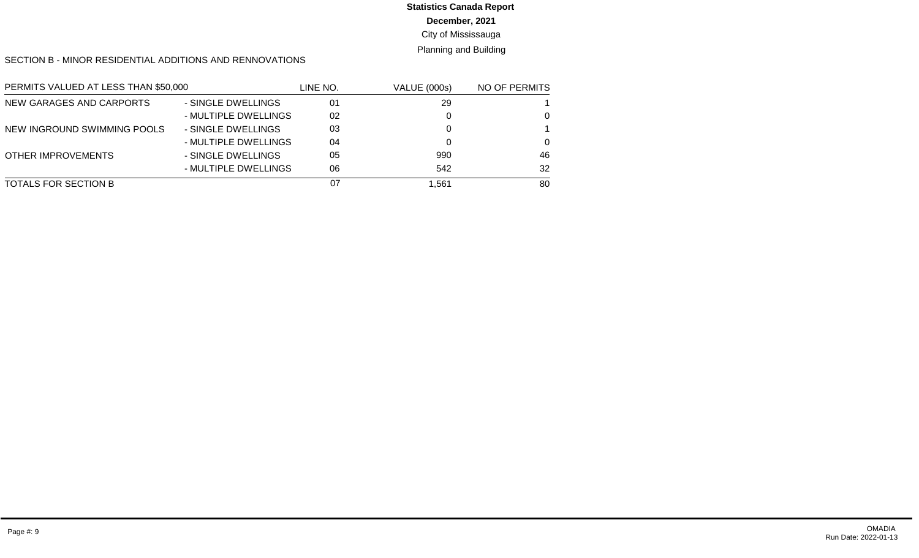**Statistics Canada Report**

**December, 2021**

City of Mississauga

Planning and Building

SECTION B - MINOR RESIDENTIAL ADDITIONS AND RENNOVATIONS

| PERMITS VALUED AT LESS THAN $50,000 | | LINE NO. | VALUE (000s) | NO OF PERMITS |
|---|---|---|---|---|
| NEW GARAGES AND CARPORTS | - SINGLE DWELLINGS | 01 | 29 | 1 |
| | - MULTIPLE DWELLINGS | 02 | 0 | 0 |
| NEW INGROUND SWIMMING POOLS | - SINGLE DWELLINGS | 03 | 0 | 1 |
| | - MULTIPLE DWELLINGS | 04 | 0 | 0 |
| OTHER IMPROVEMENTS | - SINGLE DWELLINGS | 05 | 990 | 46 |
| | - MULTIPLE DWELLINGS | 06 | 542 | 32 |
| TOTALS FOR SECTION B | | 07 | 1,561 | 80 |

OMADIA
Run Date: 2022-01-13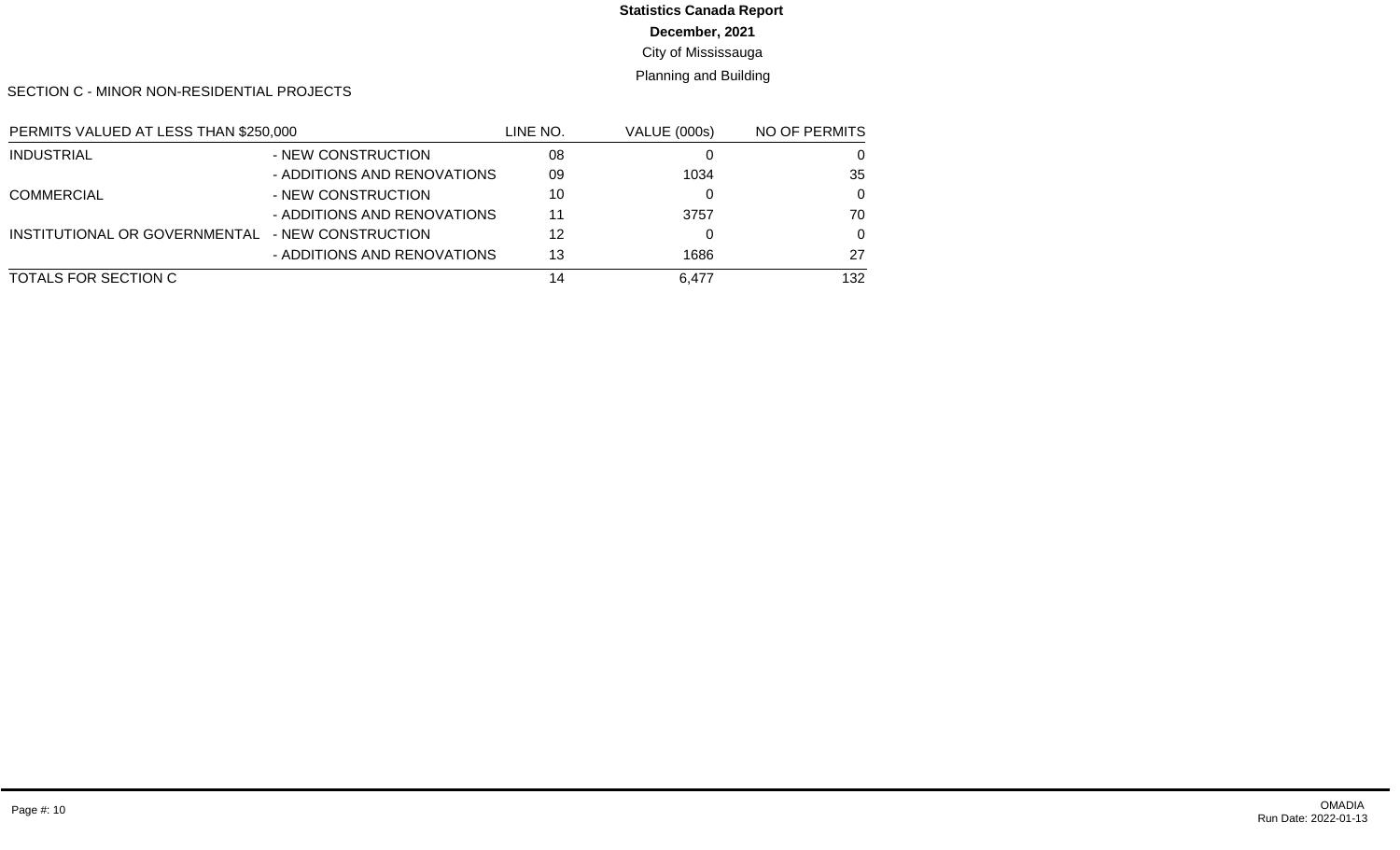# Statistics Canada Report

**December, 2021**

City of Mississauga

Planning and Building

SECTION C - MINOR NON-RESIDENTIAL PROJECTS

| PERMITS VALUED AT LESS THAN $250,000 | | LINE NO. | VALUE (000s) | NO OF PERMITS |
|---|---|---|---|---|
| INDUSTRIAL | - NEW CONSTRUCTION | 08 | 0 | 0 |
| | - ADDITIONS AND RENOVATIONS | 09 | 1034 | 35 |
| COMMERCIAL | - NEW CONSTRUCTION | 10 | 0 | 0 |
| | - ADDITIONS AND RENOVATIONS | 11 | 3757 | 70 |
| INSTITUTIONAL OR GOVERNMENTAL | - NEW CONSTRUCTION | 12 | 0 | 0 |
| | - ADDITIONS AND RENOVATIONS | 13 | 1686 | 27 |
| TOTALS FOR SECTION C | | 14 | 6,477 | 132 |

OMADIA
Run Date: 2022-01-13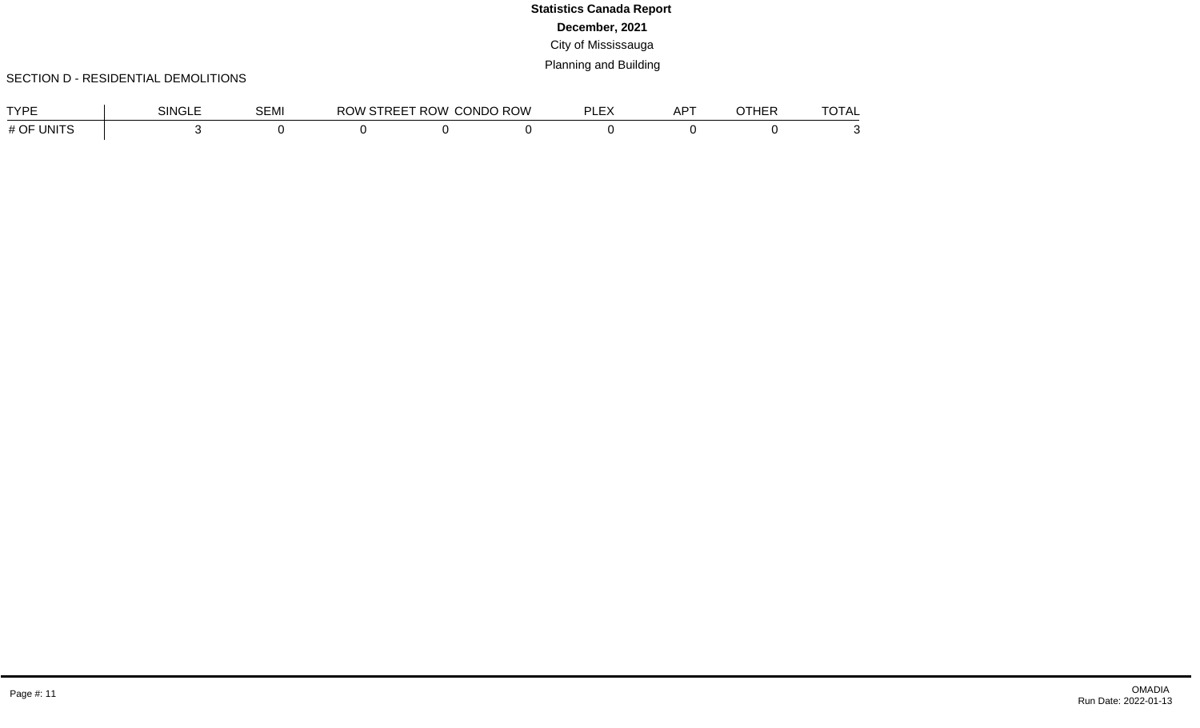**Statistics Canada Report**

**December, 2021**

City of Mississauga

Planning and Building

SECTION D - RESIDENTIAL DEMOLITIONS

| TYPE | SINGLE | SEMI | ROW | STREET ROW | CONDO ROW | PLEX | APT | OTHER | TOTAL |
|---|---|---|---|---|---|---|---|---|---|
| # OF UNITS | 3 | 0 | 0 | 0 | 0 | 0 | 0 | 0 | 3 |

OMADIA
Run Date: 2022-01-13